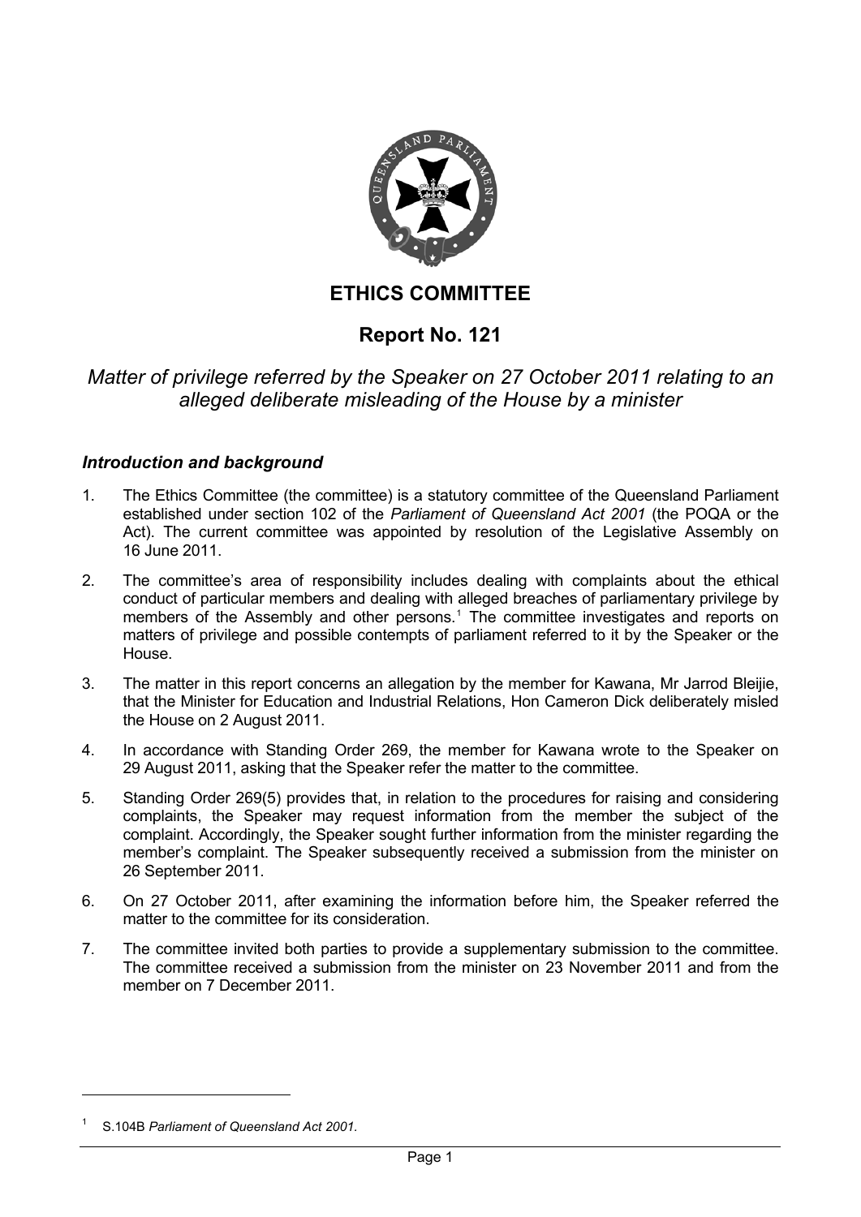# ETHICS COMMITTEE

## Report No. 121

### *Matter of privilege referred by the Speaker on 27 October 2011 relating to an alleged deliberate misleading of the House by a minister*

### *Introduction and background*

1. The Ethics Committee (the committee) is a statutory committee of the Queensland Parliament established under section 102 of the *Parliament of Queensland Act 2001* (the POQA or the Act). The current committee was appointed by resolution of the Legislative Assembly on 16 June 2011.

2. The committee's area of responsibility includes dealing with complaints about the ethical conduct of particular members and dealing with alleged breaches of parliamentary privilege by members of the Assembly and other persons.[1] The committee investigates and reports on matters of privilege and possible contempts of parliament referred to it by the Speaker or the House.

3. The matter in this report concerns an allegation by the member for Kawana, Mr Jarrod Bleijie, that the Minister for Education and Industrial Relations, Hon Cameron Dick deliberately misled the House on 2 August 2011.

4. In accordance with Standing Order 269, the member for Kawana wrote to the Speaker on 29 August 2011, asking that the Speaker refer the matter to the committee.

5. Standing Order 269(5) provides that, in relation to the procedures for raising and considering complaints, the Speaker may request information from the member the subject of the complaint. Accordingly, the Speaker sought further information from the minister regarding the member's complaint. The Speaker subsequently received a submission from the minister on 26 September 2011.

6. On 27 October 2011, after examining the information before him, the Speaker referred the matter to the committee for its consideration.

7. The committee invited both parties to provide a supplementary submission to the committee. The committee received a submission from the minister on 23 November 2011 and from the member on 7 December 2011.

---

[1] S.104B *Parliament of Queensland Act 2001*.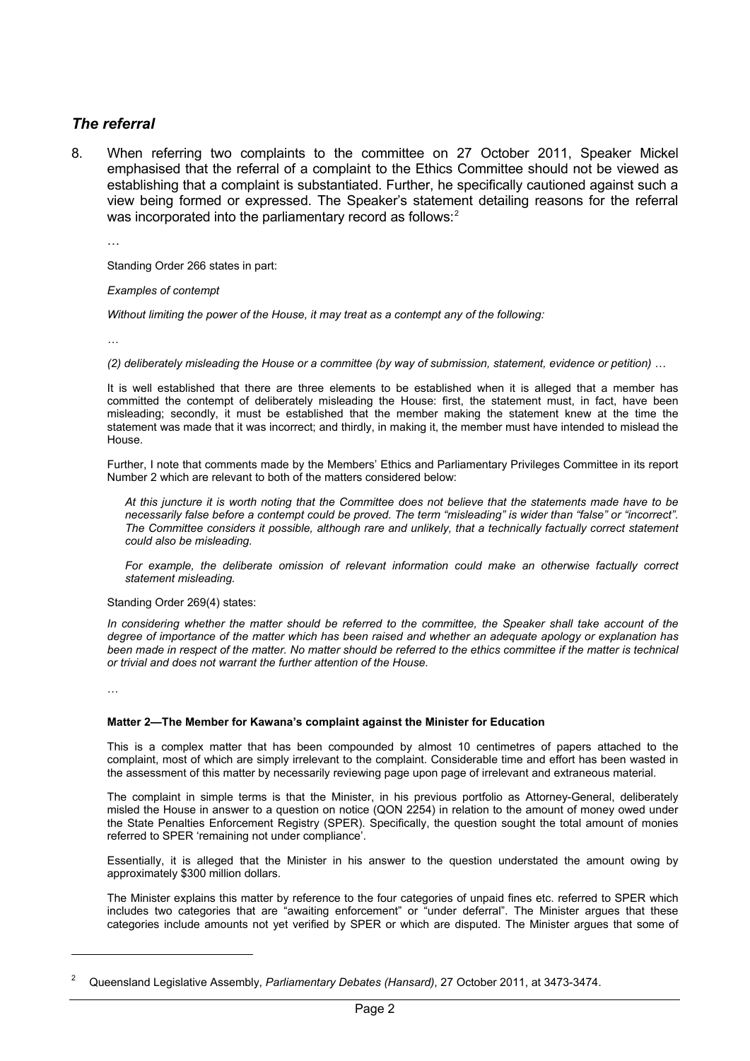## *The referral*

8. When referring two complaints to the committee on 27 October 2011, Speaker Mickel emphasised that the referral of a complaint to the Ethics Committee should not be viewed as establishing that a complaint is substantiated. Further, he specifically cautioned against such a view being formed or expressed. The Speaker's statement detailing reasons for the referral was incorporated into the parliamentary record as follows:[2]

   …

   Standing Order 266 states in part:

   *Examples of contempt*

   *Without limiting the power of the House, it may treat as a contempt any of the following:*

   …

   *(2) deliberately misleading the House or a committee (by way of submission, statement, evidence or petition) …*

   It is well established that there are three elements to be established when it is alleged that a member has committed the contempt of deliberately misleading the House: first, the statement must, in fact, have been misleading; secondly, it must be established that the member making the statement knew at the time the statement was made that it was incorrect; and thirdly, in making it, the member must have intended to mislead the House.

   Further, I note that comments made by the Members' Ethics and Parliamentary Privileges Committee in its report Number 2 which are relevant to both of the matters considered below:

   > *At this juncture it is worth noting that the Committee does not believe that the statements made have to be necessarily false before a contempt could be proved. The term "misleading" is wider than "false" or "incorrect". The Committee considers it possible, although rare and unlikely, that a technically factually correct statement could also be misleading.*
   >
   > *For example, the deliberate omission of relevant information could make an otherwise factually correct statement misleading.*

   Standing Order 269(4) states:

   *In considering whether the matter should be referred to the committee, the Speaker shall take account of the degree of importance of the matter which has been raised and whether an adequate apology or explanation has been made in respect of the matter. No matter should be referred to the ethics committee if the matter is technical or trivial and does not warrant the further attention of the House.*

   …

   **Matter 2—The Member for Kawana's complaint against the Minister for Education**

   This is a complex matter that has been compounded by almost 10 centimetres of papers attached to the complaint, most of which are simply irrelevant to the complaint. Considerable time and effort has been wasted in the assessment of this matter by necessarily reviewing page upon page of irrelevant and extraneous material.

   The complaint in simple terms is that the Minister, in his previous portfolio as Attorney-General, deliberately misled the House in answer to a question on notice (QON 2254) in relation to the amount of money owed under the State Penalties Enforcement Registry (SPER). Specifically, the question sought the total amount of monies referred to SPER 'remaining not under compliance'.

   Essentially, it is alleged that the Minister in his answer to the question understated the amount owing by approximately $300 million dollars.

   The Minister explains this matter by reference to the four categories of unpaid fines etc. referred to SPER which includes two categories that are "awaiting enforcement" or "under deferral". The Minister argues that these categories include amounts not yet verified by SPER or which are disputed. The Minister argues that some of

---

[2] Queensland Legislative Assembly, *Parliamentary Debates (Hansard)*, 27 October 2011, at 3473-3474.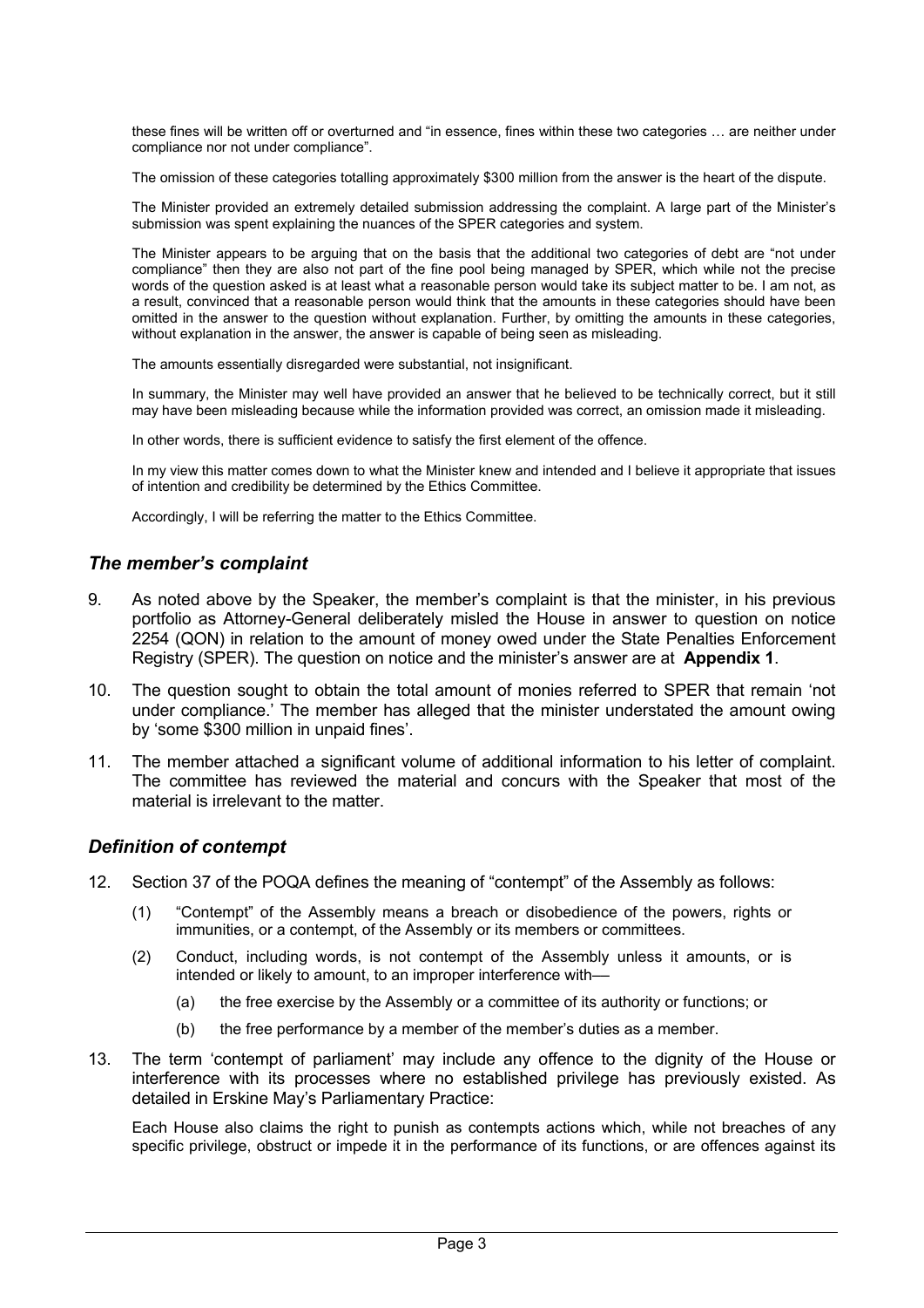these fines will be written off or overturned and "in essence, fines within these two categories … are neither under compliance nor not under compliance".

The omission of these categories totalling approximately $300 million from the answer is the heart of the dispute.

The Minister provided an extremely detailed submission addressing the complaint. A large part of the Minister's submission was spent explaining the nuances of the SPER categories and system.

The Minister appears to be arguing that on the basis that the additional two categories of debt are "not under compliance" then they are also not part of the fine pool being managed by SPER, which while not the precise words of the question asked is at least what a reasonable person would take its subject matter to be. I am not, as a result, convinced that a reasonable person would think that the amounts in these categories should have been omitted in the answer to the question without explanation. Further, by omitting the amounts in these categories, without explanation in the answer, the answer is capable of being seen as misleading.

The amounts essentially disregarded were substantial, not insignificant.

In summary, the Minister may well have provided an answer that he believed to be technically correct, but it still may have been misleading because while the information provided was correct, an omission made it misleading.

In other words, there is sufficient evidence to satisfy the first element of the offence.

In my view this matter comes down to what the Minister knew and intended and I believe it appropriate that issues of intention and credibility be determined by the Ethics Committee.

Accordingly, I will be referring the matter to the Ethics Committee.

## *The member's complaint*

9. As noted above by the Speaker, the member's complaint is that the minister, in his previous portfolio as Attorney-General deliberately misled the House in answer to question on notice 2254 (QON) in relation to the amount of money owed under the State Penalties Enforcement Registry (SPER). The question on notice and the minister's answer are at **Appendix 1**.

10. The question sought to obtain the total amount of monies referred to SPER that remain 'not under compliance.' The member has alleged that the minister understated the amount owing by 'some $300 million in unpaid fines'.

11. The member attached a significant volume of additional information to his letter of complaint. The committee has reviewed the material and concurs with the Speaker that most of the material is irrelevant to the matter.

## *Definition of contempt*

12. Section 37 of the POQA defines the meaning of "contempt" of the Assembly as follows:

    (1) "Contempt" of the Assembly means a breach or disobedience of the powers, rights or immunities, or a contempt, of the Assembly or its members or committees.

    (2) Conduct, including words, is not contempt of the Assembly unless it amounts, or is intended or likely to amount, to an improper interference with—

    (a) the free exercise by the Assembly or a committee of its authority or functions; or

    (b) the free performance by a member of the member's duties as a member.

13. The term 'contempt of parliament' may include any offence to the dignity of the House or interference with its processes where no established privilege has previously existed. As detailed in Erskine May's Parliamentary Practice:

    Each House also claims the right to punish as contempts actions which, while not breaches of any specific privilege, obstruct or impede it in the performance of its functions, or are offences against its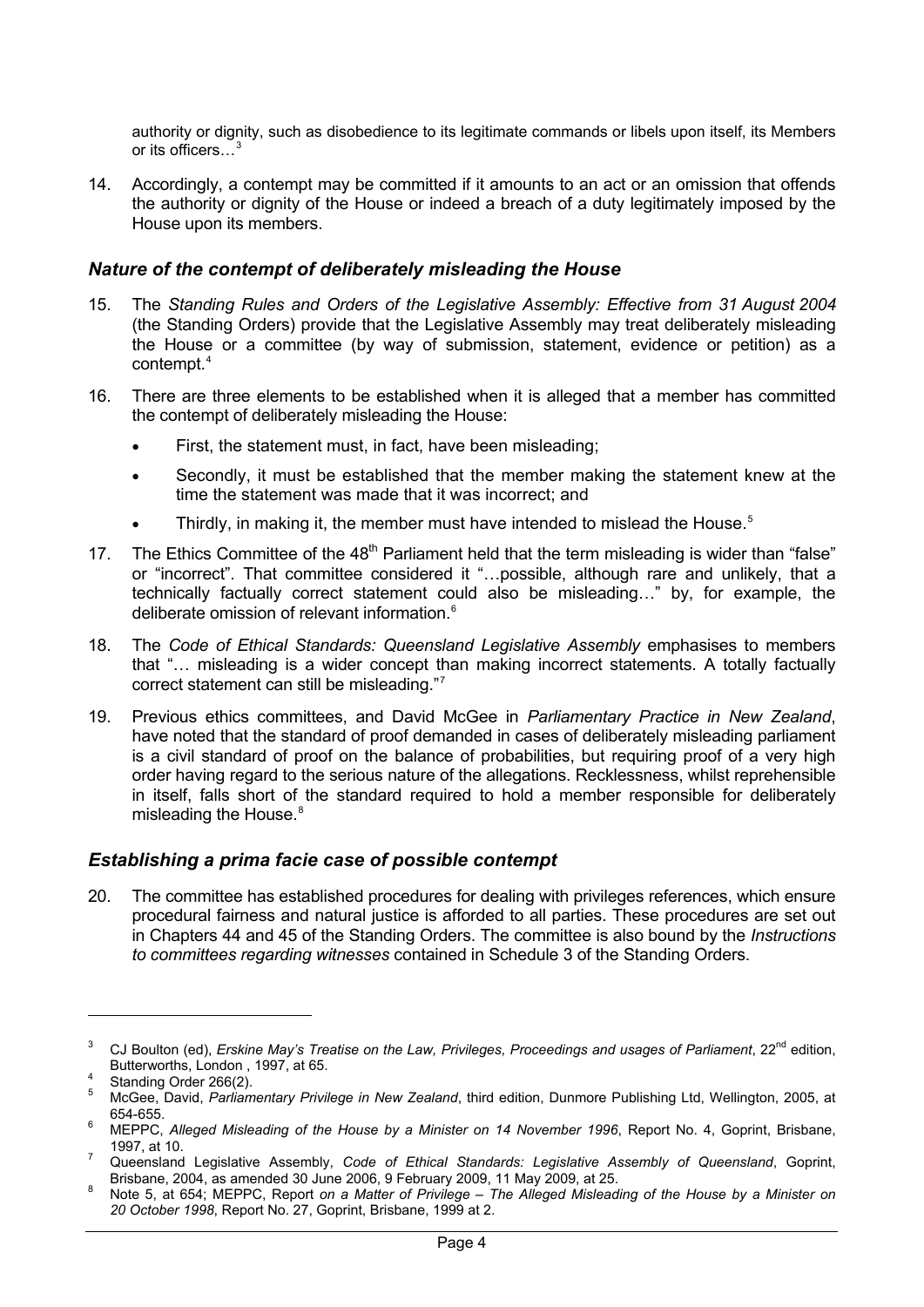authority or dignity, such as disobedience to its legitimate commands or libels upon itself, its Members or its officers…[3]

14. Accordingly, a contempt may be committed if it amounts to an act or an omission that offends the authority or dignity of the House or indeed a breach of a duty legitimately imposed by the House upon its members.

### *Nature of the contempt of deliberately misleading the House*

15. The *Standing Rules and Orders of the Legislative Assembly: Effective from 31 August 2004* (the Standing Orders) provide that the Legislative Assembly may treat deliberately misleading the House or a committee (by way of submission, statement, evidence or petition) as a contempt.[4]

16. There are three elements to be established when it is alleged that a member has committed the contempt of deliberately misleading the House:

   - First, the statement must, in fact, have been misleading;
   - Secondly, it must be established that the member making the statement knew at the time the statement was made that it was incorrect; and
   - Thirdly, in making it, the member must have intended to mislead the House.[5]

17. The Ethics Committee of the 48th Parliament held that the term misleading is wider than "false" or "incorrect". That committee considered it "…possible, although rare and unlikely, that a technically factually correct statement could also be misleading…" by, for example, the deliberate omission of relevant information.[6]

18. The *Code of Ethical Standards: Queensland Legislative Assembly* emphasises to members that "… misleading is a wider concept than making incorrect statements. A totally factually correct statement can still be misleading."[7]

19. Previous ethics committees, and David McGee in *Parliamentary Practice in New Zealand*, have noted that the standard of proof demanded in cases of deliberately misleading parliament is a civil standard of proof on the balance of probabilities, but requiring proof of a very high order having regard to the serious nature of the allegations. Recklessness, whilst reprehensible in itself, falls short of the standard required to hold a member responsible for deliberately misleading the House.[8]

### *Establishing a prima facie case of possible contempt*

20. The committee has established procedures for dealing with privileges references, which ensure procedural fairness and natural justice is afforded to all parties. These procedures are set out in Chapters 44 and 45 of the Standing Orders. The committee is also bound by the *Instructions to committees regarding witnesses* contained in Schedule 3 of the Standing Orders.

---

[3] CJ Boulton (ed), *Erskine May's Treatise on the Law, Privileges, Proceedings and usages of Parliament*, 22nd edition, Butterworths, London , 1997, at 65.

[4] Standing Order 266(2).

[5] McGee, David, *Parliamentary Privilege in New Zealand*, third edition, Dunmore Publishing Ltd, Wellington, 2005, at 654-655.

[6] MEPPC, *Alleged Misleading of the House by a Minister on 14 November 1996*, Report No. 4, Goprint, Brisbane, 1997, at 10.

[7] Queensland Legislative Assembly, *Code of Ethical Standards: Legislative Assembly of Queensland*, Goprint, Brisbane, 2004, as amended 30 June 2006, 9 February 2009, 11 May 2009, at 25.

[8] Note 5, at 654; MEPPC, Report *on a Matter of Privilege – The Alleged Misleading of the House by a Minister on 20 October 1998*, Report No. 27, Goprint, Brisbane, 1999 at 2.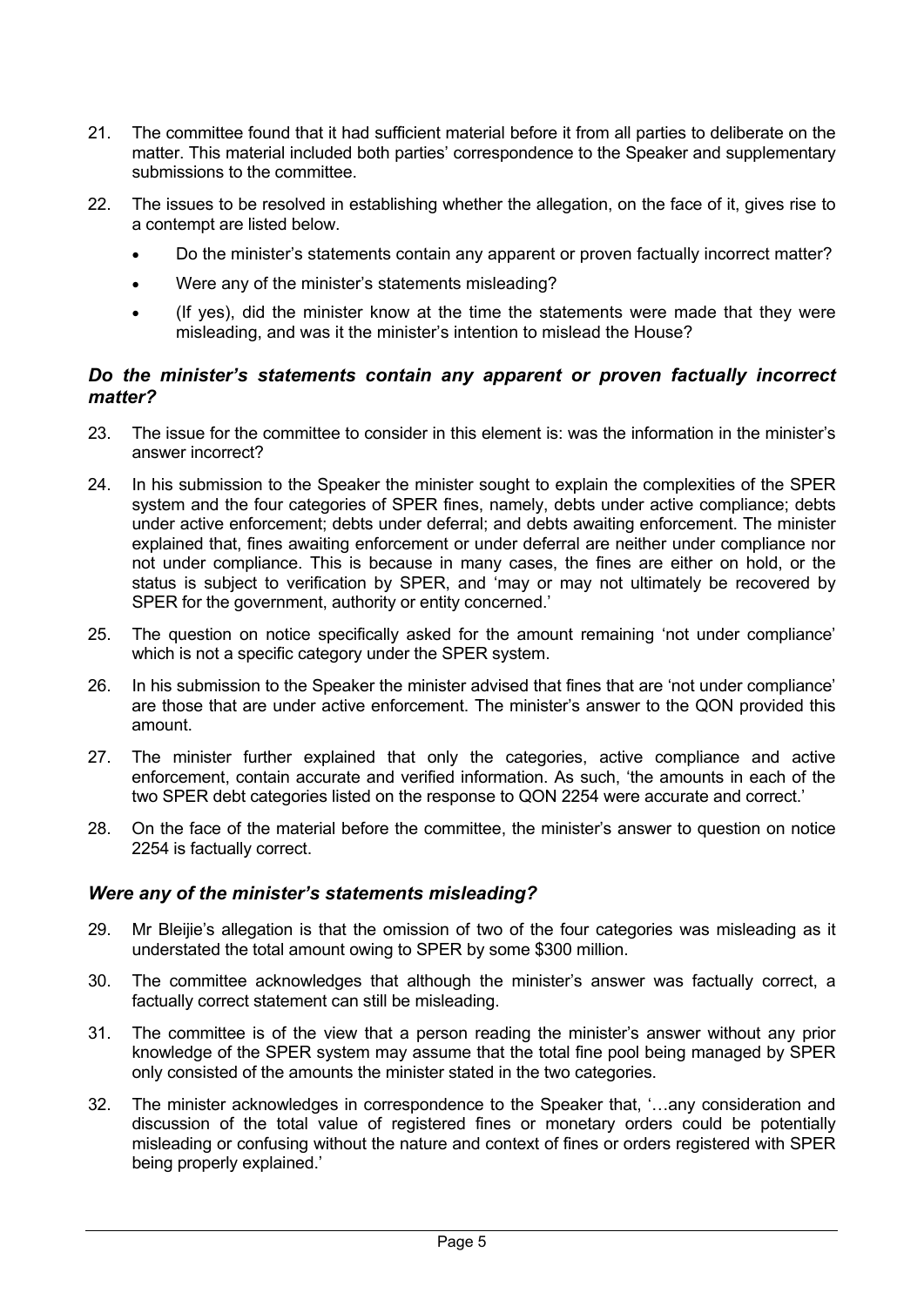21. The committee found that it had sufficient material before it from all parties to deliberate on the matter. This material included both parties' correspondence to the Speaker and supplementary submissions to the committee.

22. The issues to be resolved in establishing whether the allegation, on the face of it, gives rise to a contempt are listed below.

    - Do the minister's statements contain any apparent or proven factually incorrect matter?
    - Were any of the minister's statements misleading?
    - (If yes), did the minister know at the time the statements were made that they were misleading, and was it the minister's intention to mislead the House?

### *Do the minister's statements contain any apparent or proven factually incorrect matter?*

23. The issue for the committee to consider in this element is: was the information in the minister's answer incorrect?

24. In his submission to the Speaker the minister sought to explain the complexities of the SPER system and the four categories of SPER fines, namely, debts under active compliance; debts under active enforcement; debts under deferral; and debts awaiting enforcement. The minister explained that, fines awaiting enforcement or under deferral are neither under compliance nor not under compliance. This is because in many cases, the fines are either on hold, or the status is subject to verification by SPER, and 'may or may not ultimately be recovered by SPER for the government, authority or entity concerned.'

25. The question on notice specifically asked for the amount remaining 'not under compliance' which is not a specific category under the SPER system.

26. In his submission to the Speaker the minister advised that fines that are 'not under compliance' are those that are under active enforcement. The minister's answer to the QON provided this amount.

27. The minister further explained that only the categories, active compliance and active enforcement, contain accurate and verified information. As such, 'the amounts in each of the two SPER debt categories listed on the response to QON 2254 were accurate and correct.'

28. On the face of the material before the committee, the minister's answer to question on notice 2254 is factually correct.

### *Were any of the minister's statements misleading?*

29. Mr Bleijie's allegation is that the omission of two of the four categories was misleading as it understated the total amount owing to SPER by some $300 million.

30. The committee acknowledges that although the minister's answer was factually correct, a factually correct statement can still be misleading.

31. The committee is of the view that a person reading the minister's answer without any prior knowledge of the SPER system may assume that the total fine pool being managed by SPER only consisted of the amounts the minister stated in the two categories.

32. The minister acknowledges in correspondence to the Speaker that, '…any consideration and discussion of the total value of registered fines or monetary orders could be potentially misleading or confusing without the nature and context of fines or orders registered with SPER being properly explained.'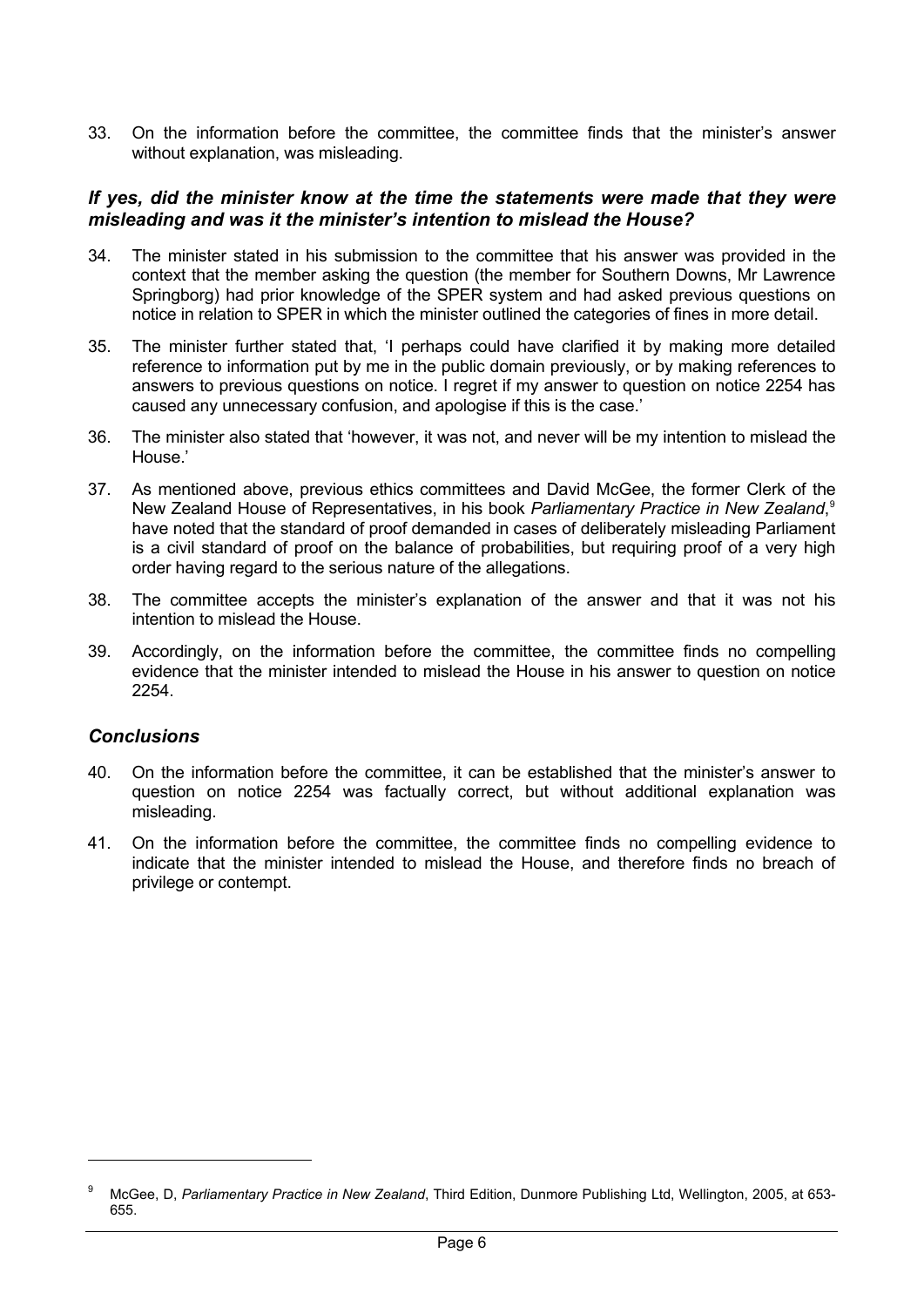33. On the information before the committee, the committee finds that the minister's answer without explanation, was misleading.

### *If yes, did the minister know at the time the statements were made that they were misleading and was it the minister's intention to mislead the House?*

34. The minister stated in his submission to the committee that his answer was provided in the context that the member asking the question (the member for Southern Downs, Mr Lawrence Springborg) had prior knowledge of the SPER system and had asked previous questions on notice in relation to SPER in which the minister outlined the categories of fines in more detail.

35. The minister further stated that, 'I perhaps could have clarified it by making more detailed reference to information put by me in the public domain previously, or by making references to answers to previous questions on notice. I regret if my answer to question on notice 2254 has caused any unnecessary confusion, and apologise if this is the case.'

36. The minister also stated that 'however, it was not, and never will be my intention to mislead the House.'

37. As mentioned above, previous ethics committees and David McGee, the former Clerk of the New Zealand House of Representatives, in his book *Parliamentary Practice in New Zealand*,[9] have noted that the standard of proof demanded in cases of deliberately misleading Parliament is a civil standard of proof on the balance of probabilities, but requiring proof of a very high order having regard to the serious nature of the allegations.

38. The committee accepts the minister's explanation of the answer and that it was not his intention to mislead the House.

39. Accordingly, on the information before the committee, the committee finds no compelling evidence that the minister intended to mislead the House in his answer to question on notice 2254.

### *Conclusions*

40. On the information before the committee, it can be established that the minister's answer to question on notice 2254 was factually correct, but without additional explanation was misleading.

41. On the information before the committee, the committee finds no compelling evidence to indicate that the minister intended to mislead the House, and therefore finds no breach of privilege or contempt.

---

[9] McGee, D, *Parliamentary Practice in New Zealand*, Third Edition, Dunmore Publishing Ltd, Wellington, 2005, at 653-655.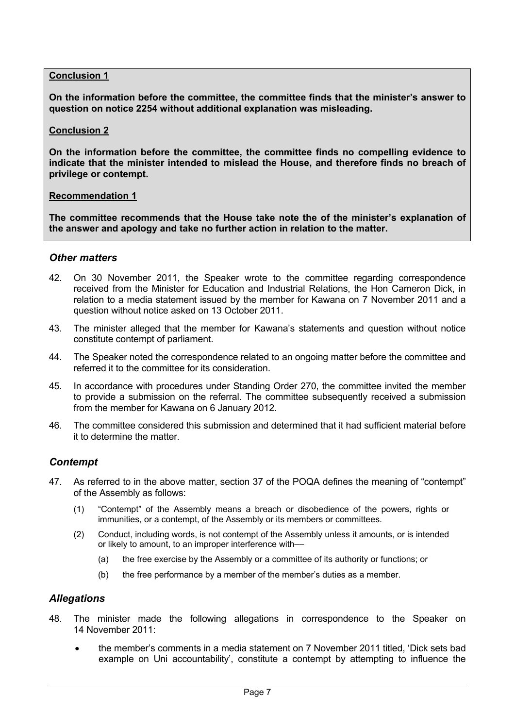**Conclusion 1**

**On the information before the committee, the committee finds that the minister's answer to question on notice 2254 without additional explanation was misleading.**

**Conclusion 2**

**On the information before the committee, the committee finds no compelling evidence to indicate that the minister intended to mislead the House, and therefore finds no breach of privilege or contempt.**

**Recommendation 1**

**The committee recommends that the House take note the of the minister's explanation of the answer and apology and take no further action in relation to the matter.**

### *Other matters*

42. On 30 November 2011, the Speaker wrote to the committee regarding correspondence received from the Minister for Education and Industrial Relations, the Hon Cameron Dick, in relation to a media statement issued by the member for Kawana on 7 November 2011 and a question without notice asked on 13 October 2011.

43. The minister alleged that the member for Kawana's statements and question without notice constitute contempt of parliament.

44. The Speaker noted the correspondence related to an ongoing matter before the committee and referred it to the committee for its consideration.

45. In accordance with procedures under Standing Order 270, the committee invited the member to provide a submission on the referral. The committee subsequently received a submission from the member for Kawana on 6 January 2012.

46. The committee considered this submission and determined that it had sufficient material before it to determine the matter.

### *Contempt*

47. As referred to in the above matter, section 37 of the POQA defines the meaning of "contempt" of the Assembly as follows:

    (1) "Contempt" of the Assembly means a breach or disobedience of the powers, rights or immunities, or a contempt, of the Assembly or its members or committees.

    (2) Conduct, including words, is not contempt of the Assembly unless it amounts, or is intended or likely to amount, to an improper interference with—

    (a) the free exercise by the Assembly or a committee of its authority or functions; or

    (b) the free performance by a member of the member's duties as a member.

### *Allegations*

48. The minister made the following allegations in correspondence to the Speaker on 14 November 2011:

    - the member's comments in a media statement on 7 November 2011 titled, 'Dick sets bad example on Uni accountability', constitute a contempt by attempting to influence the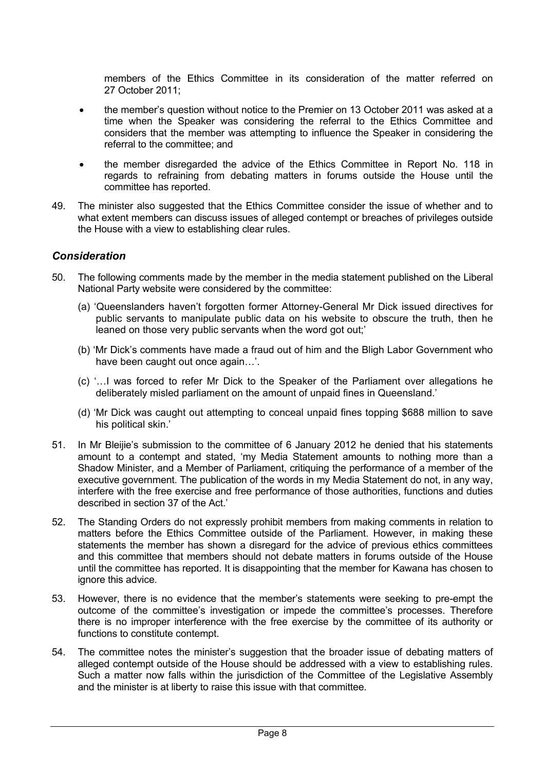members of the Ethics Committee in its consideration of the matter referred on 27 October 2011;

- the member's question without notice to the Premier on 13 October 2011 was asked at a time when the Speaker was considering the referral to the Ethics Committee and considers that the member was attempting to influence the Speaker in considering the referral to the committee; and
- the member disregarded the advice of the Ethics Committee in Report No. 118 in regards to refraining from debating matters in forums outside the House until the committee has reported.

49. The minister also suggested that the Ethics Committee consider the issue of whether and to what extent members can discuss issues of alleged contempt or breaches of privileges outside the House with a view to establishing clear rules.

### *Consideration*

50. The following comments made by the member in the media statement published on the Liberal National Party website were considered by the committee:

    (a) 'Queenslanders haven't forgotten former Attorney-General Mr Dick issued directives for public servants to manipulate public data on his website to obscure the truth, then he leaned on those very public servants when the word got out;'

    (b) 'Mr Dick's comments have made a fraud out of him and the Bligh Labor Government who have been caught out once again…'.

    (c) '…I was forced to refer Mr Dick to the Speaker of the Parliament over allegations he deliberately misled parliament on the amount of unpaid fines in Queensland.'

    (d) 'Mr Dick was caught out attempting to conceal unpaid fines topping $688 million to save his political skin.'

51. In Mr Bleijie's submission to the committee of 6 January 2012 he denied that his statements amount to a contempt and stated, 'my Media Statement amounts to nothing more than a Shadow Minister, and a Member of Parliament, critiquing the performance of a member of the executive government. The publication of the words in my Media Statement do not, in any way, interfere with the free exercise and free performance of those authorities, functions and duties described in section 37 of the Act.'

52. The Standing Orders do not expressly prohibit members from making comments in relation to matters before the Ethics Committee outside of the Parliament. However, in making these statements the member has shown a disregard for the advice of previous ethics committees and this committee that members should not debate matters in forums outside of the House until the committee has reported. It is disappointing that the member for Kawana has chosen to ignore this advice.

53. However, there is no evidence that the member's statements were seeking to pre-empt the outcome of the committee's investigation or impede the committee's processes. Therefore there is no improper interference with the free exercise by the committee of its authority or functions to constitute contempt.

54. The committee notes the minister's suggestion that the broader issue of debating matters of alleged contempt outside of the House should be addressed with a view to establishing rules. Such a matter now falls within the jurisdiction of the Committee of the Legislative Assembly and the minister is at liberty to raise this issue with that committee.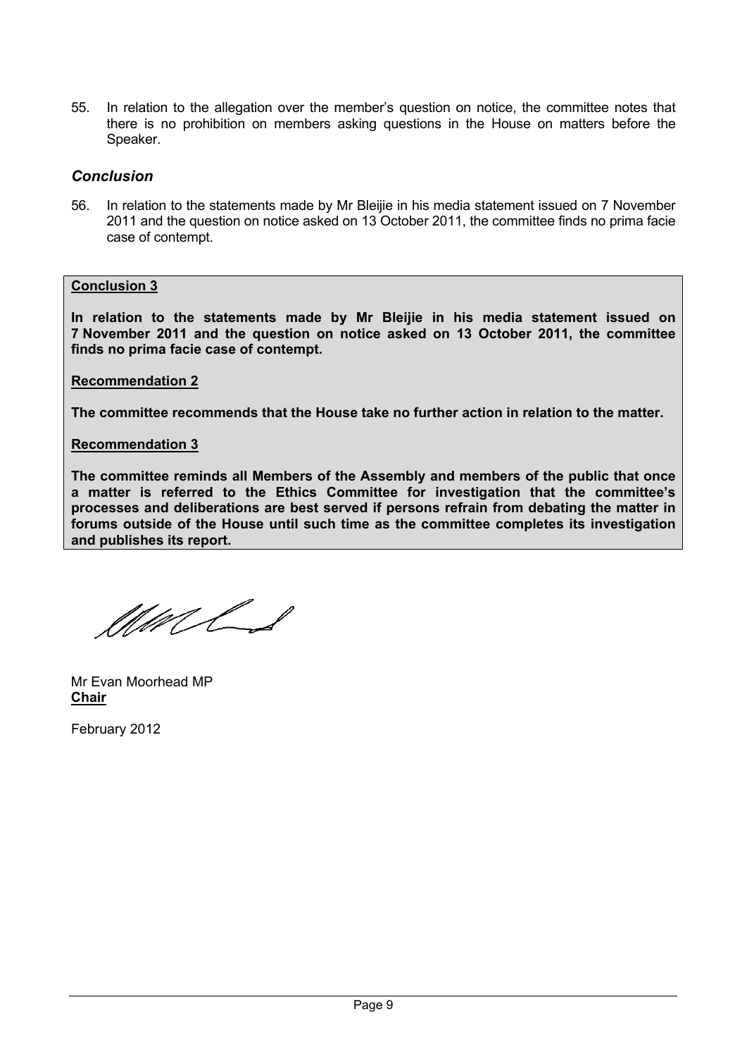55. In relation to the allegation over the member's question on notice, the committee notes that there is no prohibition on members asking questions in the House on matters before the Speaker.

### *Conclusion*

56. In relation to the statements made by Mr Bleijie in his media statement issued on 7 November 2011 and the question on notice asked on 13 October 2011, the committee finds no prima facie case of contempt.

**Conclusion 3**

**In relation to the statements made by Mr Bleijie in his media statement issued on 7 November 2011 and the question on notice asked on 13 October 2011, the committee finds no prima facie case of contempt.**

**Recommendation 2**

**The committee recommends that the House take no further action in relation to the matter.**

**Recommendation 3**

**The committee reminds all Members of the Assembly and members of the public that once a matter is referred to the Ethics Committee for investigation that the committee's processes and deliberations are best served if persons refrain from debating the matter in forums outside of the House until such time as the committee completes its investigation and publishes its report.**

Mr Evan Moorhead MP
**Chair**

February 2012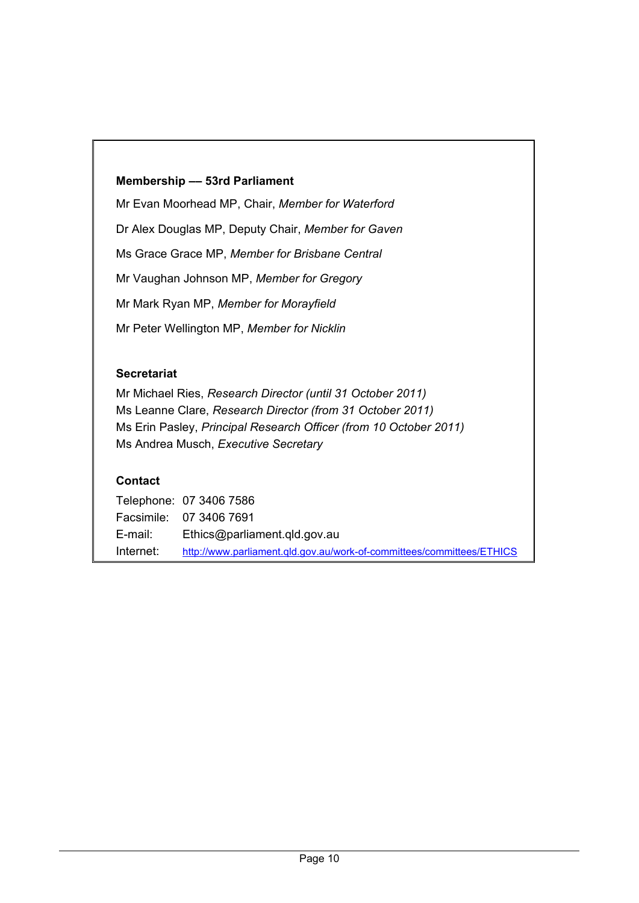**Membership — 53rd Parliament**

Mr Evan Moorhead MP, Chair, *Member for Waterford*

Dr Alex Douglas MP, Deputy Chair, *Member for Gaven*

Ms Grace Grace MP, *Member for Brisbane Central*

Mr Vaughan Johnson MP, *Member for Gregory*

Mr Mark Ryan MP, *Member for Morayfield*

Mr Peter Wellington MP, *Member for Nicklin*

**Secretariat**

Mr Michael Ries, *Research Director (until 31 October 2011)*
Ms Leanne Clare, *Research Director (from 31 October 2011)*
Ms Erin Pasley, *Principal Research Officer (from 10 October 2011)*
Ms Andrea Musch, *Executive Secretary*

**Contact**

| | |
|---|---|
| Telephone: | 07 3406 7586 |
| Facsimile: | 07 3406 7691 |
| E-mail: | Ethics@parliament.qld.gov.au |
| Internet: | http://www.parliament.qld.gov.au/work-of-committees/committees/ETHICS |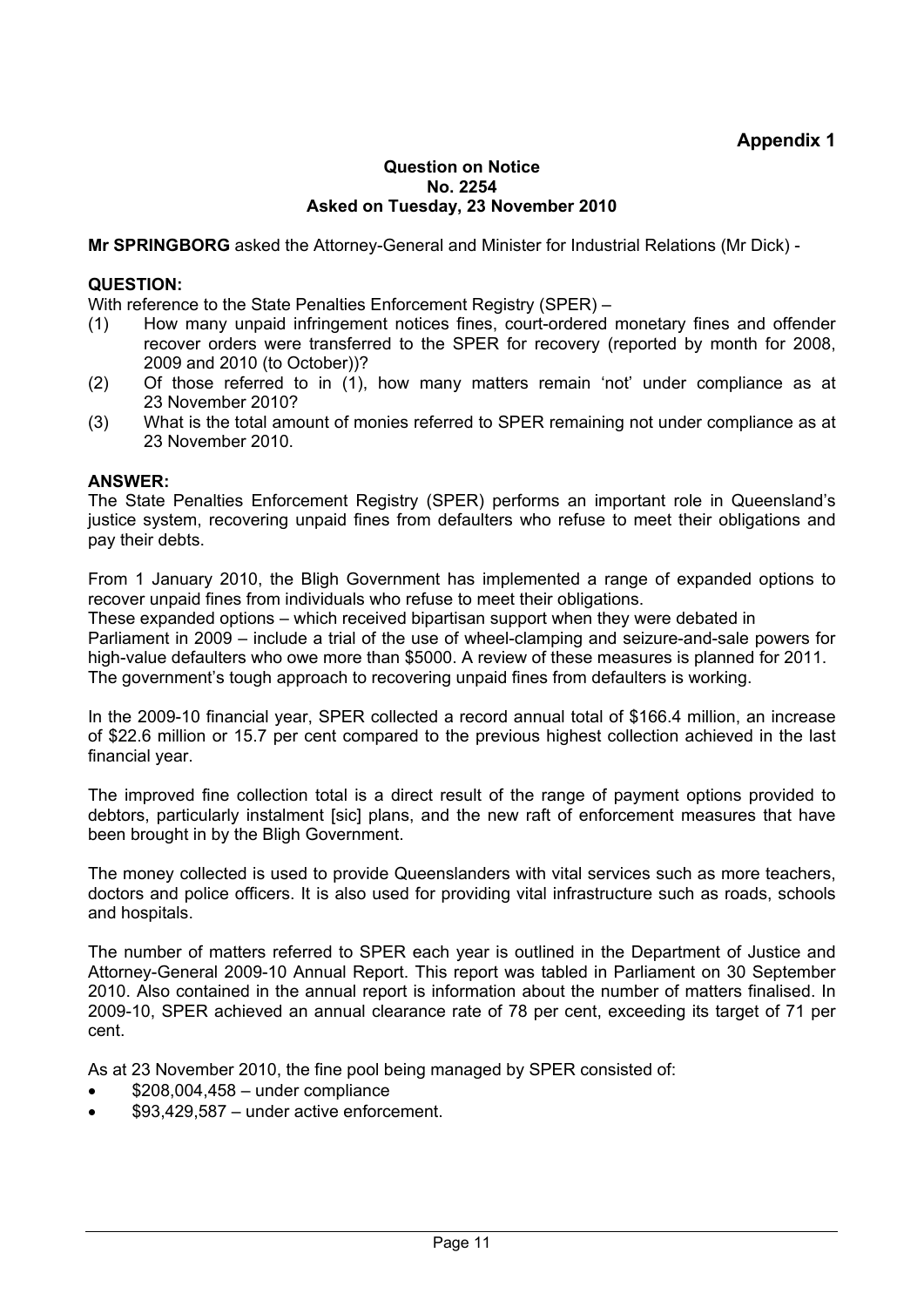**Appendix 1**

**Question on Notice**
**No. 2254**
**Asked on Tuesday, 23 November 2010**

**Mr SPRINGBORG** asked the Attorney-General and Minister for Industrial Relations (Mr Dick) -

**QUESTION:**

With reference to the State Penalties Enforcement Registry (SPER) –

(1) How many unpaid infringement notices fines, court-ordered monetary fines and offender recover orders were transferred to the SPER for recovery (reported by month for 2008, 2009 and 2010 (to October))?

(2) Of those referred to in (1), how many matters remain 'not' under compliance as at 23 November 2010?

(3) What is the total amount of monies referred to SPER remaining not under compliance as at 23 November 2010.

**ANSWER:**

The State Penalties Enforcement Registry (SPER) performs an important role in Queensland's justice system, recovering unpaid fines from defaulters who refuse to meet their obligations and pay their debts.

From 1 January 2010, the Bligh Government has implemented a range of expanded options to recover unpaid fines from individuals who refuse to meet their obligations.
These expanded options – which received bipartisan support when they were debated in Parliament in 2009 – include a trial of the use of wheel-clamping and seizure-and-sale powers for high-value defaulters who owe more than $5000. A review of these measures is planned for 2011.
The government's tough approach to recovering unpaid fines from defaulters is working.

In the 2009-10 financial year, SPER collected a record annual total of $166.4 million, an increase of $22.6 million or 15.7 per cent compared to the previous highest collection achieved in the last financial year.

The improved fine collection total is a direct result of the range of payment options provided to debtors, particularly instalment [sic] plans, and the new raft of enforcement measures that have been brought in by the Bligh Government.

The money collected is used to provide Queenslanders with vital services such as more teachers, doctors and police officers. It is also used for providing vital infrastructure such as roads, schools and hospitals.

The number of matters referred to SPER each year is outlined in the Department of Justice and Attorney-General 2009-10 Annual Report. This report was tabled in Parliament on 30 September 2010. Also contained in the annual report is information about the number of matters finalised. In 2009-10, SPER achieved an annual clearance rate of 78 per cent, exceeding its target of 71 per cent.

As at 23 November 2010, the fine pool being managed by SPER consisted of:

- $208,004,458 – under compliance
- $93,429,587 – under active enforcement.